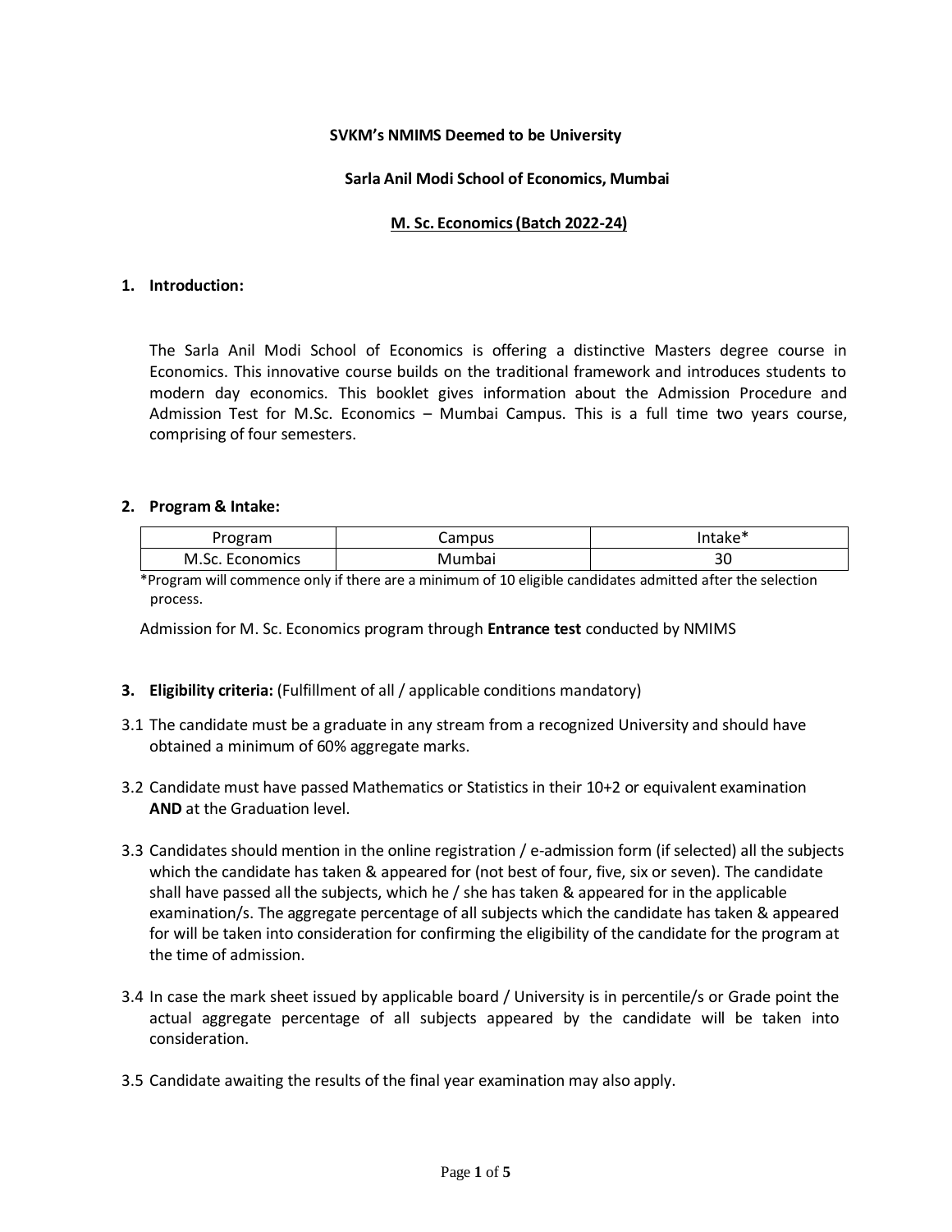**SVKM's NMIMS Deemed to be University**

**Sarla Anil Modi School of Economics, Mumbai**

**M. Sc. Economics (Batch 2022-24)**

## 1. Introduction:

The Sarla Anil Modi School of Economics is offering a distinctive Masters degree course in Economics. This innovative course builds on the traditional framework and introduces students to modern day economics. This booklet gives information about the Admission Procedure and Admission Test for M.Sc. Economics – Mumbai Campus. This is a full time two years course, comprising of four semesters.

## 2. Program & Intake:

| Program | Campus | Intake* |
|---|---|---|
| M.Sc. Economics | Mumbai | 30 |

*Program will commence only if there are a minimum of 10 eligible candidates admitted after the selection process.

Admission for M. Sc. Economics program through **Entrance test** conducted by NMIMS

## 3. Eligibility criteria: (Fulfillment of all / applicable conditions mandatory)

3.1 The candidate must be a graduate in any stream from a recognized University and should have obtained a minimum of 60% aggregate marks.

3.2 Candidate must have passed Mathematics or Statistics in their 10+2 or equivalent examination **AND** at the Graduation level.

3.3 Candidates should mention in the online registration / e-admission form (if selected) all the subjects which the candidate has taken & appeared for (not best of four, five, six or seven). The candidate shall have passed all the subjects, which he / she has taken & appeared for in the applicable examination/s. The aggregate percentage of all subjects which the candidate has taken & appeared for will be taken into consideration for confirming the eligibility of the candidate for the program at the time of admission.

3.4 In case the mark sheet issued by applicable board / University is in percentile/s or Grade point the actual aggregate percentage of all subjects appeared by the candidate will be taken into consideration.

3.5 Candidate awaiting the results of the final year examination may also apply.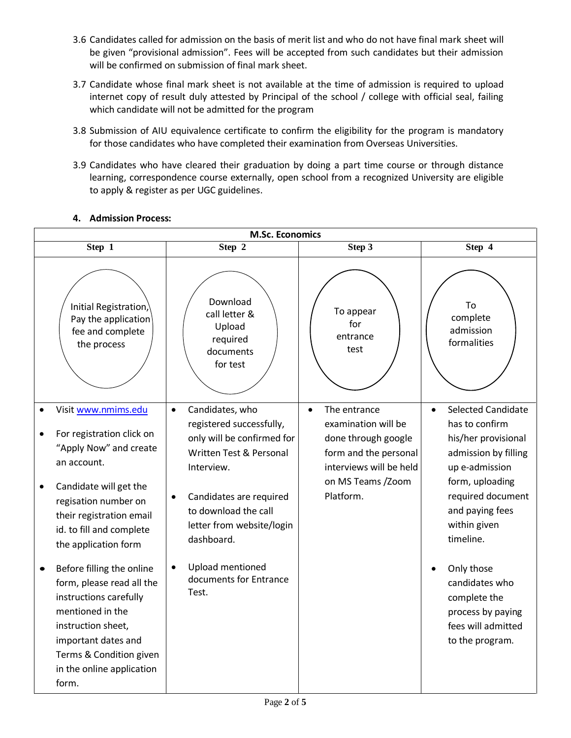3.6 Candidates called for admission on the basis of merit list and who do not have final mark sheet will be given "provisional admission". Fees will be accepted from such candidates but their admission will be confirmed on submission of final mark sheet.

3.7 Candidate whose final mark sheet is not available at the time of admission is required to upload internet copy of result duly attested by Principal of the school / college with official seal, failing which candidate will not be admitted for the program

3.8 Submission of AIU equivalence certificate to confirm the eligibility for the program is mandatory for those candidates who have completed their examination from Overseas Universities.

3.9 Candidates who have cleared their graduation by doing a part time course or through distance learning, correspondence course externally, open school from a recognized University are eligible to apply & register as per UGC guidelines.

## 4. Admission Process:

| M.Sc. Economics | | | |
|---|---|---|---|
| **Step 1** | **Step 2** | **Step 3** | **Step 4** |
| Initial Registration, Pay the application fee and complete the process | Download call letter & Upload required documents for test | To appear for entrance test | To complete admission formalities |
| • Visit [www.nmims.edu](http://www.nmims.edu)<br>• For registration click on "Apply Now" and create an account.<br>• Candidate will get the regisation number on their registration email id. to fill and complete the application form<br>• Before filling the online form, please read all the instructions carefully mentioned in the instruction sheet, important dates and Terms & Condition given in the online application form. | • Candidates, who registered successfully, only will be confirmed for Written Test & Personal Interview.<br>• Candidates are required to download the call letter from website/login dashboard.<br>• Upload mentioned documents for Entrance Test. | • The entrance examination will be done through google form and the personal interviews will be held on MS Teams /Zoom Platform. | • Selected Candidate has to confirm his/her provisional admission by filling up e-admission form, uploading required document and paying fees within given timeline.<br>• Only those candidates who complete the process by paying fees will admitted to the program. |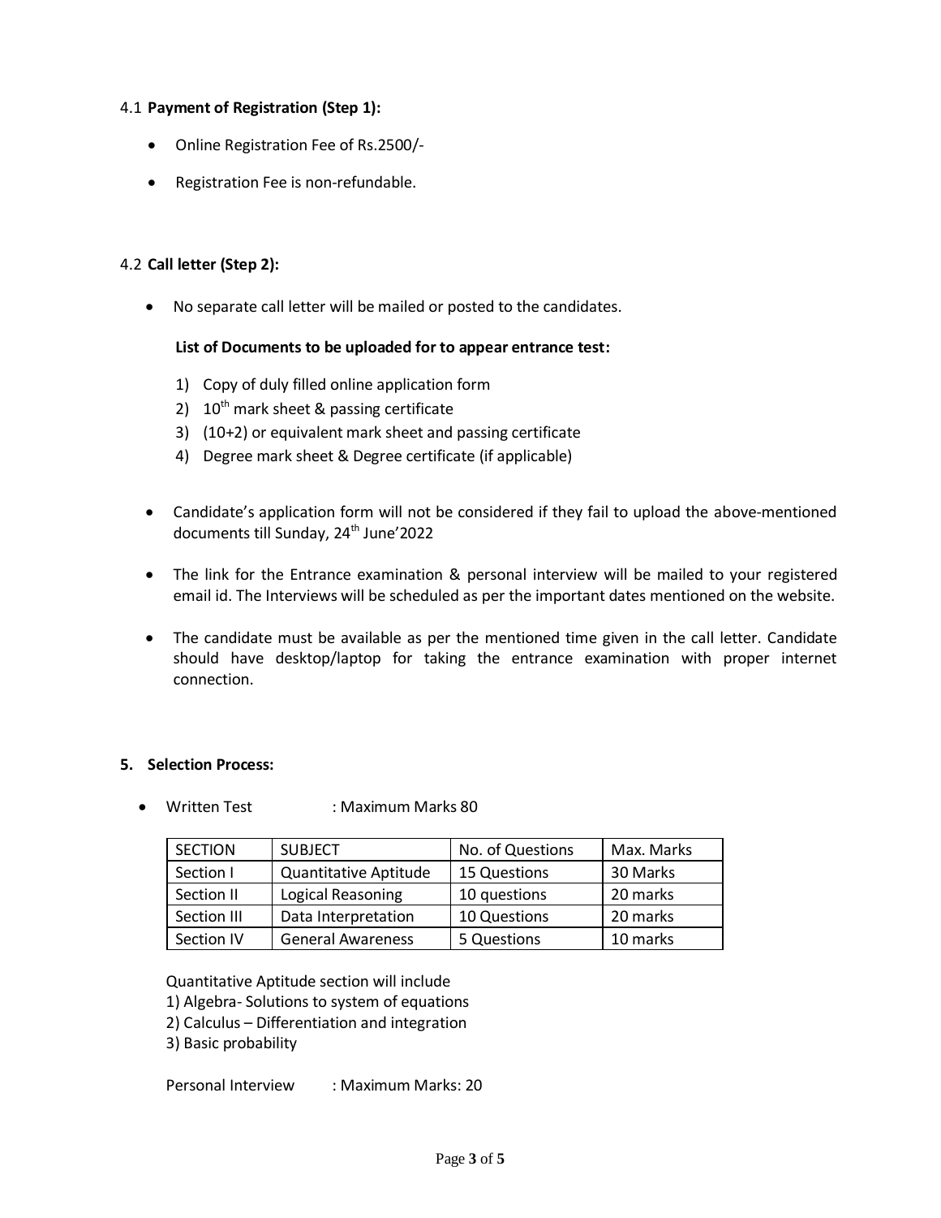### 4.1 **Payment of Registration (Step 1):**

- Online Registration Fee of Rs.2500/-
- Registration Fee is non-refundable.

### 4.2 **Call letter (Step 2):**

- No separate call letter will be mailed or posted to the candidates.

  **List of Documents to be uploaded for to appear entrance test:**

  1) Copy of duly filled online application form
  2) 10th mark sheet & passing certificate
  3) (10+2) or equivalent mark sheet and passing certificate
  4) Degree mark sheet & Degree certificate (if applicable)

- Candidate's application form will not be considered if they fail to upload the above-mentioned documents till Sunday, 24th June'2022
- The link for the Entrance examination & personal interview will be mailed to your registered email id. The Interviews will be scheduled as per the important dates mentioned on the website.
- The candidate must be available as per the mentioned time given in the call letter. Candidate should have desktop/laptop for taking the entrance examination with proper internet connection.

## 5. **Selection Process:**

- Written Test : Maximum Marks 80

| SECTION | SUBJECT | No. of Questions | Max. Marks |
|---|---|---|---|
| Section I | Quantitative Aptitude | 15 Questions | 30 Marks |
| Section II | Logical Reasoning | 10 questions | 20 marks |
| Section III | Data Interpretation | 10 Questions | 20 marks |
| Section IV | General Awareness | 5 Questions | 10 marks |

Quantitative Aptitude section will include
1) Algebra- Solutions to system of equations
2) Calculus – Differentiation and integration
3) Basic probability

Personal Interview : Maximum Marks: 20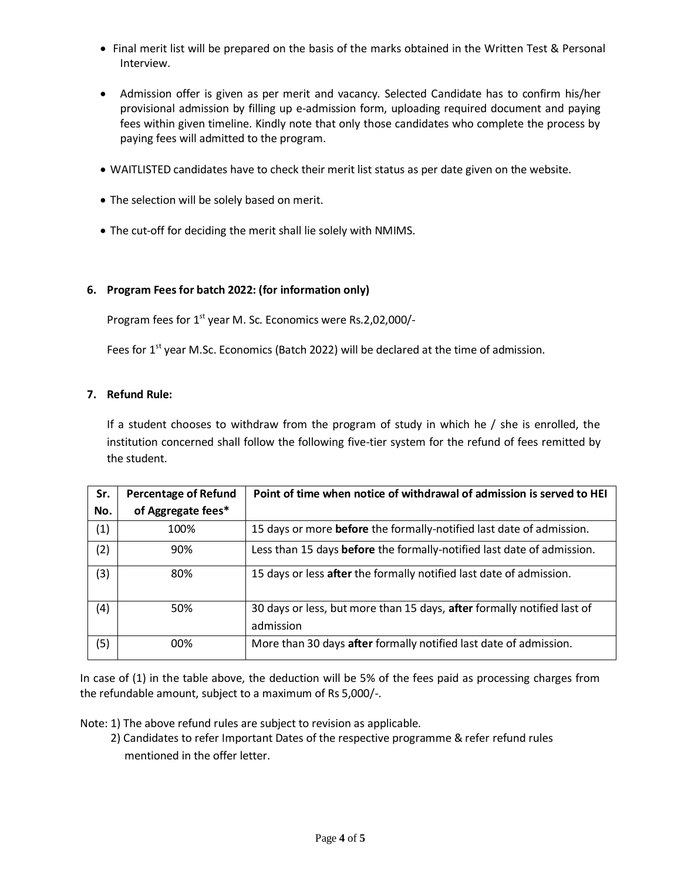- Final merit list will be prepared on the basis of the marks obtained in the Written Test & Personal Interview.

- Admission offer is given as per merit and vacancy. Selected Candidate has to confirm his/her provisional admission by filling up e-admission form, uploading required document and paying fees within given timeline. Kindly note that only those candidates who complete the process by paying fees will admitted to the program.

- WAITLISTED candidates have to check their merit list status as per date given on the website.

- The selection will be solely based on merit.

- The cut-off for deciding the merit shall lie solely with NMIMS.

**6. Program Fees for batch 2022: (for information only)**

Program fees for 1st year M. Sc. Economics were Rs.2,02,000/-

Fees for 1st year M.Sc. Economics (Batch 2022) will be declared at the time of admission.

**7. Refund Rule:**

If a student chooses to withdraw from the program of study in which he / she is enrolled, the institution concerned shall follow the following five-tier system for the refund of fees remitted by the student.

| Sr. No. | Percentage of Refund of Aggregate fees* | Point of time when notice of withdrawal of admission is served to HEI |
|---|---|---|
| (1) | 100% | 15 days or more **before** the formally-notified last date of admission. |
| (2) | 90% | Less than 15 days **before** the formally-notified last date of admission. |
| (3) | 80% | 15 days or less **after** the formally notified last date of admission. |
| (4) | 50% | 30 days or less, but more than 15 days, **after** formally notified last of admission |
| (5) | 00% | More than 30 days **after** formally notified last date of admission. |

In case of (1) in the table above, the deduction will be 5% of the fees paid as processing charges from the refundable amount, subject to a maximum of Rs 5,000/-.

Note: 1) The above refund rules are subject to revision as applicable.
2) Candidates to refer Important Dates of the respective programme & refer refund rules mentioned in the offer letter.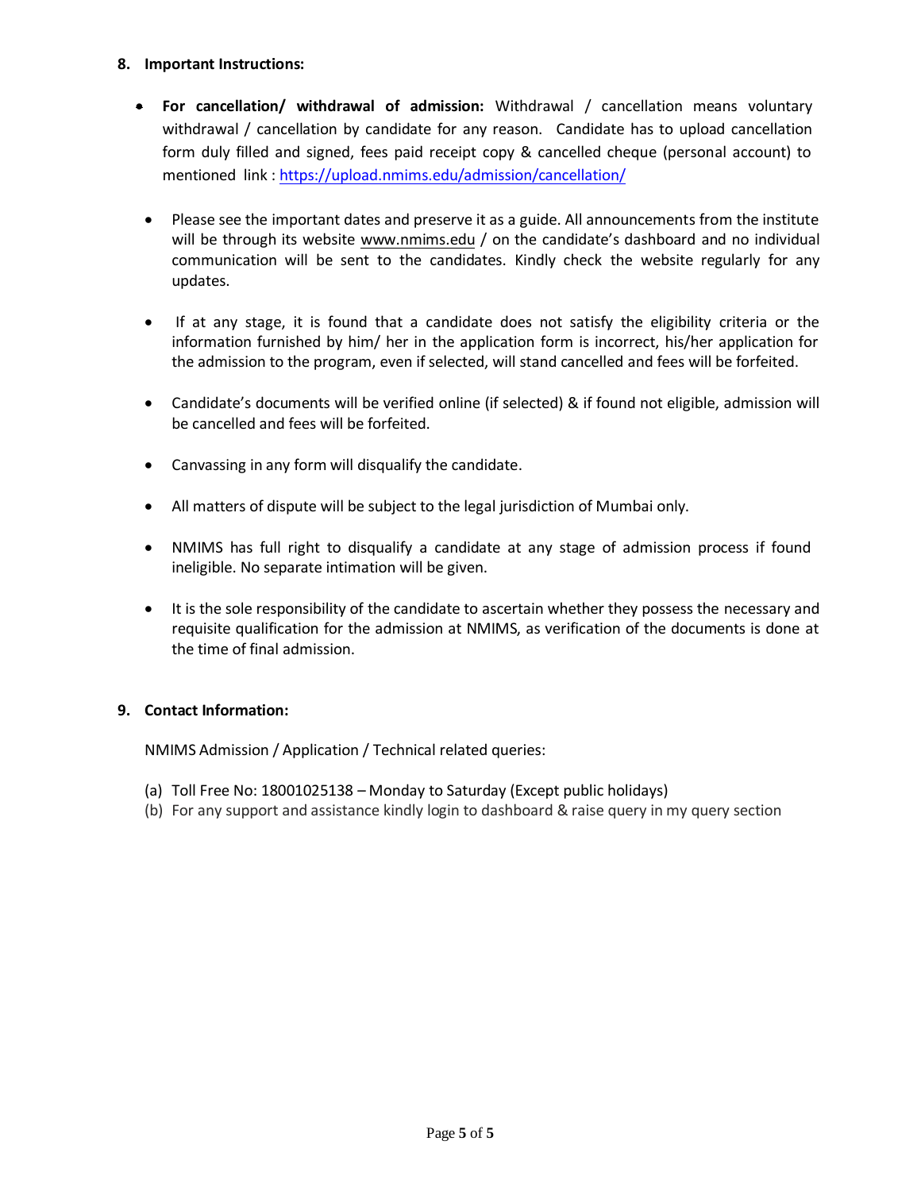## 8. Important Instructions:

- **For cancellation/ withdrawal of admission:** Withdrawal / cancellation means voluntary withdrawal / cancellation by candidate for any reason. Candidate has to upload cancellation form duly filled and signed, fees paid receipt copy & cancelled cheque (personal account) to mentioned link : https://upload.nmims.edu/admission/cancellation/

- Please see the important dates and preserve it as a guide. All announcements from the institute will be through its website www.nmims.edu / on the candidate's dashboard and no individual communication will be sent to the candidates. Kindly check the website regularly for any updates.

- If at any stage, it is found that a candidate does not satisfy the eligibility criteria or the information furnished by him/ her in the application form is incorrect, his/her application for the admission to the program, even if selected, will stand cancelled and fees will be forfeited.

- Candidate's documents will be verified online (if selected) & if found not eligible, admission will be cancelled and fees will be forfeited.

- Canvassing in any form will disqualify the candidate.

- All matters of dispute will be subject to the legal jurisdiction of Mumbai only.

- NMIMS has full right to disqualify a candidate at any stage of admission process if found ineligible. No separate intimation will be given.

- It is the sole responsibility of the candidate to ascertain whether they possess the necessary and requisite qualification for the admission at NMIMS, as verification of the documents is done at the time of final admission.

## 9. Contact Information:

NMIMS Admission / Application / Technical related queries:

(a) Toll Free No: 18001025138 – Monday to Saturday (Except public holidays)
(b) For any support and assistance kindly login to dashboard & raise query in my query section